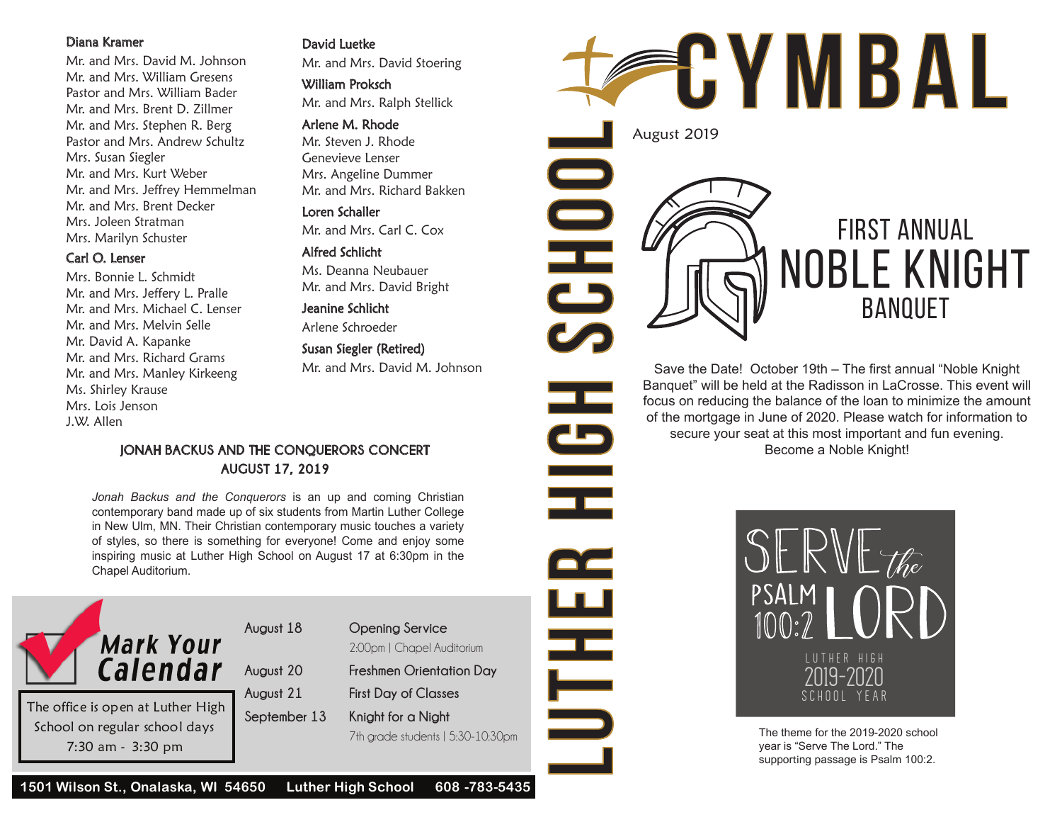**Diana Kramer**
Mr. and Mrs. David M. Johnson
Mr. and Mrs. William Gresens
Pastor and Mrs. William Bader
Mr. and Mrs. Brent D. Zillmer
Mr. and Mrs. Stephen R. Berg
Pastor and Mrs. Andrew Schultz
Mrs. Susan Siegler
Mr. and Mrs. Kurt Weber
Mr. and Mrs. Jeffrey Hemmelman
Mr. and Mrs. Brent Decker
Mrs. Joleen Stratman
Mrs. Marilyn Schuster

**Carl O. Lenser**
Mrs. Bonnie L. Schmidt
Mr. and Mrs. Jeffery L. Pralle
Mr. and Mrs. Michael C. Lenser
Mr. and Mrs. Melvin Selle
Mr. David A. Kapanke
Mr. and Mrs. Richard Grams
Mr. and Mrs. Manley Kirkeeng
Ms. Shirley Krause
Mrs. Lois Jenson
J.W. Allen

**David Luetke**
Mr. and Mrs. David Stoering

**William Proksch**
Mr. and Mrs. Ralph Stellick

**Arlene M. Rhode**
Mr. Steven J. Rhode
Genevieve Lenser
Mrs. Angeline Dummer
Mr. and Mrs. Richard Bakken

**Loren Schaller**
Mr. and Mrs. Carl C. Cox

**Alfred Schlicht**
Ms. Deanna Neubauer
Mr. and Mrs. David Bright

**Jeanine Schlicht**
Arlene Schroeder

**Susan Siegler (Retired)**
Mr. and Mrs. David M. Johnson

## JONAH BACKUS AND THE CONQUERORS CONCERT
## AUGUST 17, 2019

*Jonah Backus and the Conquerors* is an up and coming Christian contemporary band made up of six students from Martin Luther College in New Ulm, MN. Their Christian contemporary music touches a variety of styles, so there is something for everyone! Come and enjoy some inspiring music at Luther High School on August 17 at 6:30pm in the Chapel Auditorium.

## Mark Your Calendar

The office is open at Luther High School on regular school days 7:30 am - 3:30 pm

| Date | Event |
|---|---|
| August 18 | Opening Service<br>2:00pm \| Chapel Auditorium |
| August 20 | Freshmen Orientation Day |
| August 21 | First Day of Classes |
| September 13 | Knight for a Night<br>7th grade students \| 5:30-10:30pm |

1501 Wilson St., Onalaska, WI 54650 Luther High School 608 -783-5435

# LUTHER HIGH SCHOOL CYMBAL

August 2019

## FIRST ANNUAL NOBLE KNIGHT BANQUET

Save the Date! October 19th – The first annual "Noble Knight Banquet" will be held at the Radisson in LaCrosse. This event will focus on reducing the balance of the loan to minimize the amount of the mortgage in June of 2020. Please watch for information to secure your seat at this most important and fun evening. Become a Noble Knight!

SERVE the LORD
PSALM 100:2
LUTHER HIGH
2019-2020
SCHOOL YEAR

The theme for the 2019-2020 school year is "Serve The Lord." The supporting passage is Psalm 100:2.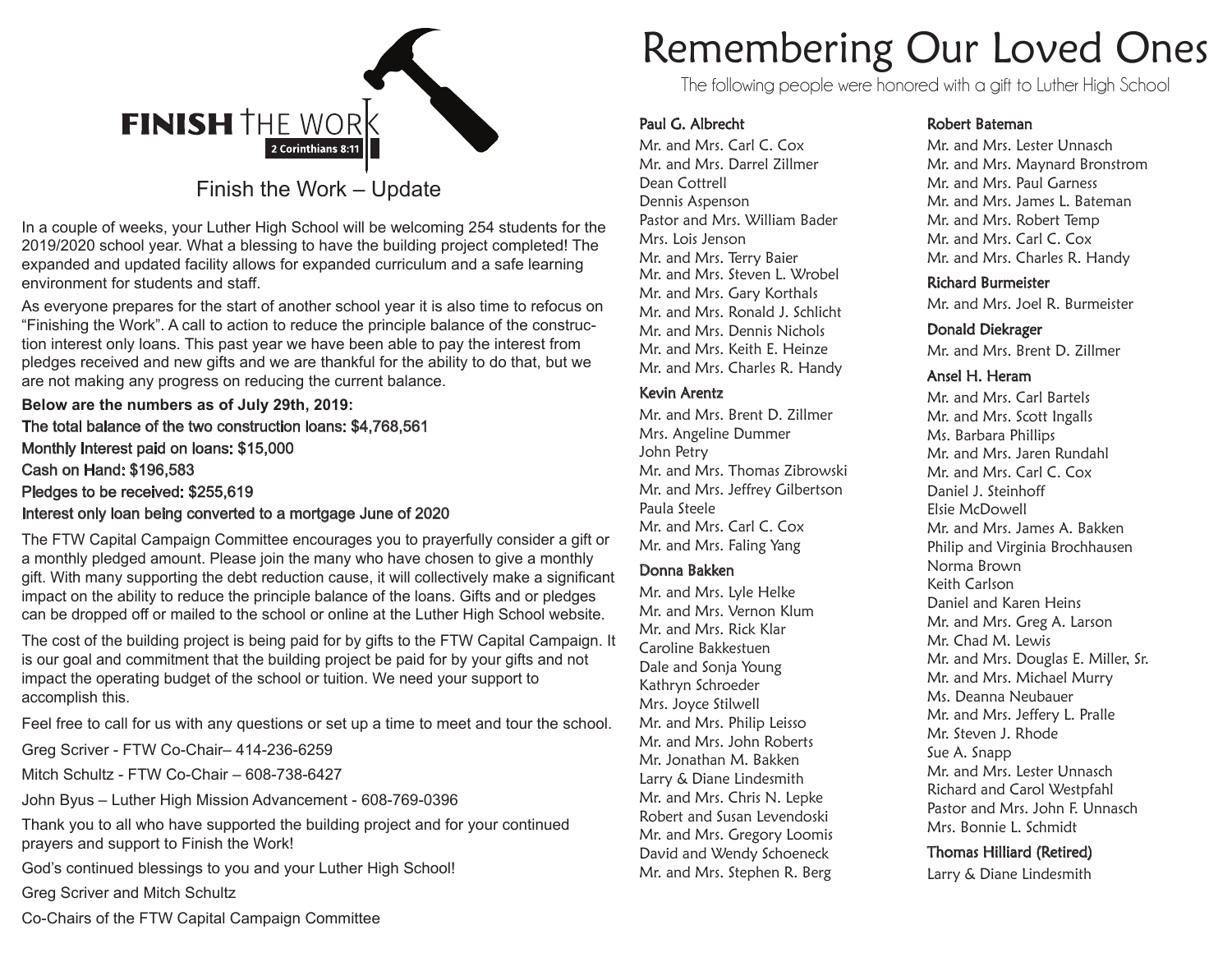**FINISH** THE WORK

2 Corinthians 8:11

## Finish the Work – Update

In a couple of weeks, your Luther High School will be welcoming 254 students for the 2019/2020 school year. What a blessing to have the building project completed! The expanded and updated facility allows for expanded curriculum and a safe learning environment for students and staff.

As everyone prepares for the start of another school year it is also time to refocus on "Finishing the Work". A call to action to reduce the principle balance of the construction interest only loans. This past year we have been able to pay the interest from pledges received and new gifts and we are thankful for the ability to do that, but we are not making any progress on reducing the current balance.

**Below are the numbers as of July 29th, 2019:**

The total balance of the two construction loans: $4,768,561

Monthly Interest paid on loans: $15,000

Cash on Hand: $196,583

Pledges to be received: $255,619

Interest only loan being converted to a mortgage June of 2020

The FTW Capital Campaign Committee encourages you to prayerfully consider a gift or a monthly pledged amount. Please join the many who have chosen to give a monthly gift. With many supporting the debt reduction cause, it will collectively make a significant impact on the ability to reduce the principle balance of the loans. Gifts and or pledges can be dropped off or mailed to the school or online at the Luther High School website.

The cost of the building project is being paid for by gifts to the FTW Capital Campaign. It is our goal and commitment that the building project be paid for by your gifts and not impact the operating budget of the school or tuition. We need your support to accomplish this.

Feel free to call for us with any questions or set up a time to meet and tour the school.

Greg Scriver - FTW Co-Chair– 414-236-6259

Mitch Schultz - FTW Co-Chair – 608-738-6427

John Byus – Luther High Mission Advancement - 608-769-0396

Thank you to all who have supported the building project and for your continued prayers and support to Finish the Work!

God's continued blessings to you and your Luther High School!

Greg Scriver and Mitch Schultz

Co-Chairs of the FTW Capital Campaign Committee

# Remembering Our Loved Ones

The following people were honored with a gift to Luther High School

### Paul G. Albrecht

Mr. and Mrs. Carl C. Cox
Mr. and Mrs. Darrel Zillmer
Dean Cottrell
Dennis Aspenson
Pastor and Mrs. William Bader
Mrs. Lois Jenson
Mr. and Mrs. Terry Baier
Mr. and Mrs. Steven L. Wrobel
Mr. and Mrs. Gary Korthals
Mr. and Mrs. Ronald J. Schlicht
Mr. and Mrs. Dennis Nichols
Mr. and Mrs. Keith E. Heinze
Mr. and Mrs. Charles R. Handy

### Kevin Arentz

Mr. and Mrs. Brent D. Zillmer
Mrs. Angeline Dummer
John Petry
Mr. and Mrs. Thomas Zibrowski
Mr. and Mrs. Jeffrey Gilbertson
Paula Steele
Mr. and Mrs. Carl C. Cox
Mr. and Mrs. Faling Yang

### Donna Bakken

Mr. and Mrs. Lyle Helke
Mr. and Mrs. Vernon Klum
Mr. and Mrs. Rick Klar
Caroline Bakkestuen
Dale and Sonja Young
Kathryn Schroeder
Mrs. Joyce Stilwell
Mr. and Mrs. Philip Leisso
Mr. and Mrs. John Roberts
Mr. Jonathan M. Bakken
Larry & Diane Lindesmith
Mr. and Mrs. Chris N. Lepke
Robert and Susan Levendoski
Mr. and Mrs. Gregory Loomis
David and Wendy Schoeneck
Mr. and Mrs. Stephen R. Berg

### Robert Bateman

Mr. and Mrs. Lester Unnasch
Mr. and Mrs. Maynard Bronstrom
Mr. and Mrs. Paul Garness
Mr. and Mrs. James L. Bateman
Mr. and Mrs. Robert Temp
Mr. and Mrs. Carl C. Cox
Mr. and Mrs. Charles R. Handy

### Richard Burmeister

Mr. and Mrs. Joel R. Burmeister

### Donald Diekrager

Mr. and Mrs. Brent D. Zillmer

### Ansel H. Heram

Mr. and Mrs. Carl Bartels
Mr. and Mrs. Scott Ingalls
Ms. Barbara Phillips
Mr. and Mrs. Jaren Rundahl
Mr. and Mrs. Carl C. Cox
Daniel J. Steinhoff
Elsie McDowell
Mr. and Mrs. James A. Bakken
Philip and Virginia Brochhausen
Norma Brown
Keith Carlson
Daniel and Karen Heins
Mr. and Mrs. Greg A. Larson
Mr. Chad M. Lewis
Mr. and Mrs. Douglas E. Miller, Sr.
Mr. and Mrs. Michael Murry
Ms. Deanna Neubauer
Mr. and Mrs. Jeffery L. Pralle
Mr. Steven J. Rhode
Sue A. Snapp
Mr. and Mrs. Lester Unnasch
Richard and Carol Westpfahl
Pastor and Mrs. John F. Unnasch
Mrs. Bonnie L. Schmidt

### Thomas Hilliard (Retired)

Larry & Diane Lindesmith